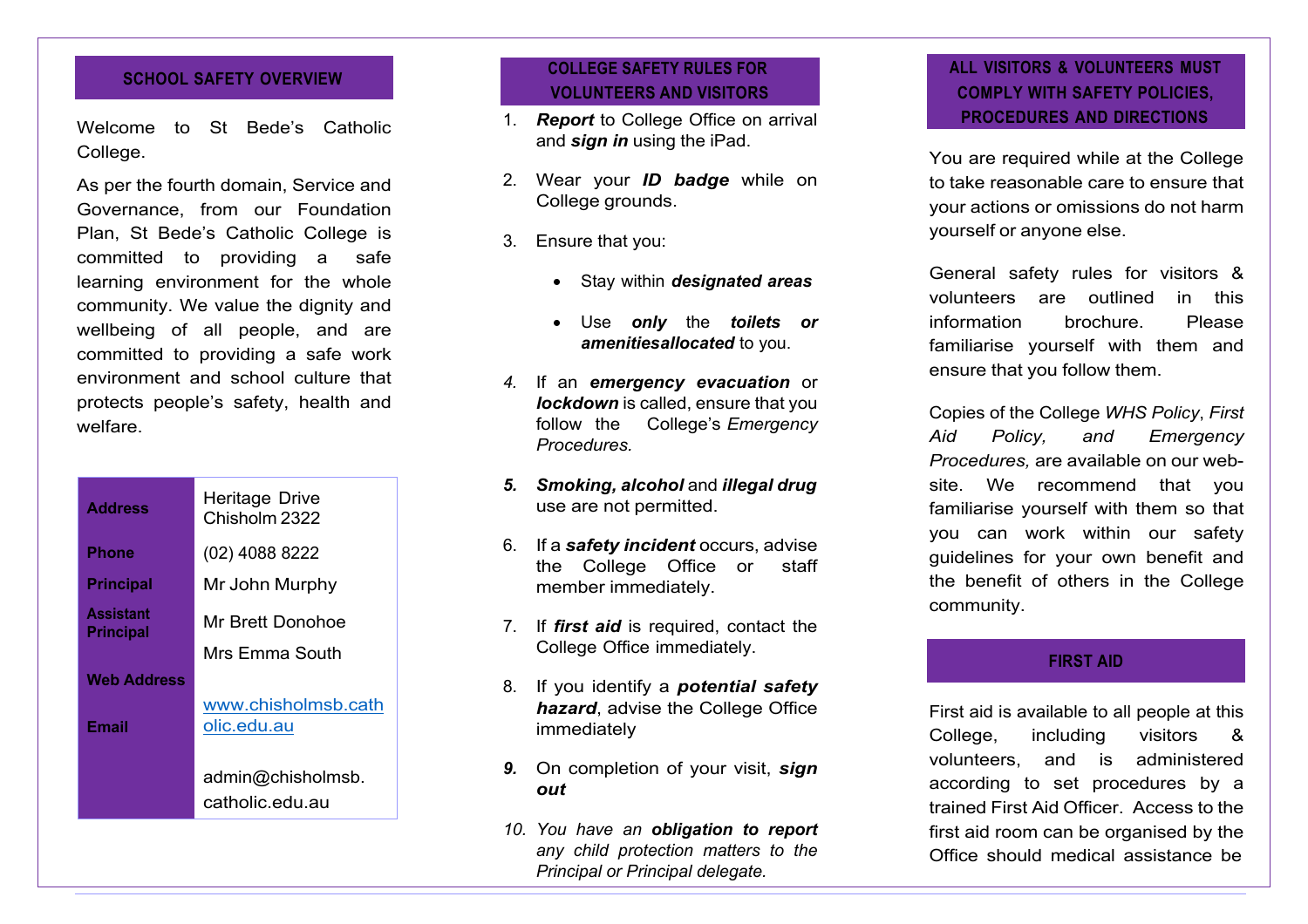## SCHOOL SAFETY OVERVIEW

Welcome to St Bede's Catholic College.

As per the fourth domain, Service and Governance, from our Foundation Plan, St Bede's Catholic College is committed to providing a safe learning environment for the whole community. We value the dignity and wellbeing of all people, and are committed to providing a safe work environment and school culture that protects people's safety, health and welfare.

| | |
|---|---|
| **Address** | Heritage Drive Chisholm 2322 |
| **Phone** | (02) 4088 8222 |
| **Principal** | Mr John Murphy |
| **Assistant Principal** | Mr Brett Donohoe<br>Mrs Emma South |
| **Web Address** | www.chisholmsb.catholic.edu.au |
| **Email** | admin@chisholmsb.catholic.edu.au |

## COLLEGE SAFETY RULES FOR VOLUNTEERS AND VISITORS

1. ***Report*** to College Office on arrival and ***sign in*** using the iPad.
2. Wear your ***ID badge*** while on College grounds.
3. Ensure that you:
   - Stay within ***designated areas***
   - Use ***only*** the ***toilets or amenitiesallocated*** to you.
4. If an ***emergency evacuation*** or ***lockdown*** is called, ensure that you follow the College's *Emergency Procedures.*
5. ***Smoking, alcohol*** and ***illegal drug*** use are not permitted.
6. If a ***safety incident*** occurs, advise the College Office or staff member immediately.
7. If ***first aid*** is required, contact the College Office immediately.
8. If you identify a ***potential safety hazard***, advise the College Office immediately
9. On completion of your visit, ***sign out***
10. *You have an **obligation to report** any child protection matters to the Principal or Principal delegate.*

## ALL VISITORS & VOLUNTEERS MUST COMPLY WITH SAFETY POLICIES, PROCEDURES AND DIRECTIONS

You are required while at the College to take reasonable care to ensure that your actions or omissions do not harm yourself or anyone else.

General safety rules for visitors & volunteers are outlined in this information brochure. Please familiarise yourself with them and ensure that you follow them.

Copies of the College *WHS Policy*, *First Aid Policy, and Emergency Procedures,* are available on our web-site. We recommend that you familiarise yourself with them so that you can work within our safety guidelines for your own benefit and the benefit of others in the College community.

## FIRST AID

First aid is available to all people at this College, including visitors & volunteers, and is administered according to set procedures by a trained First Aid Officer. Access to the first aid room can be organised by the Office should medical assistance be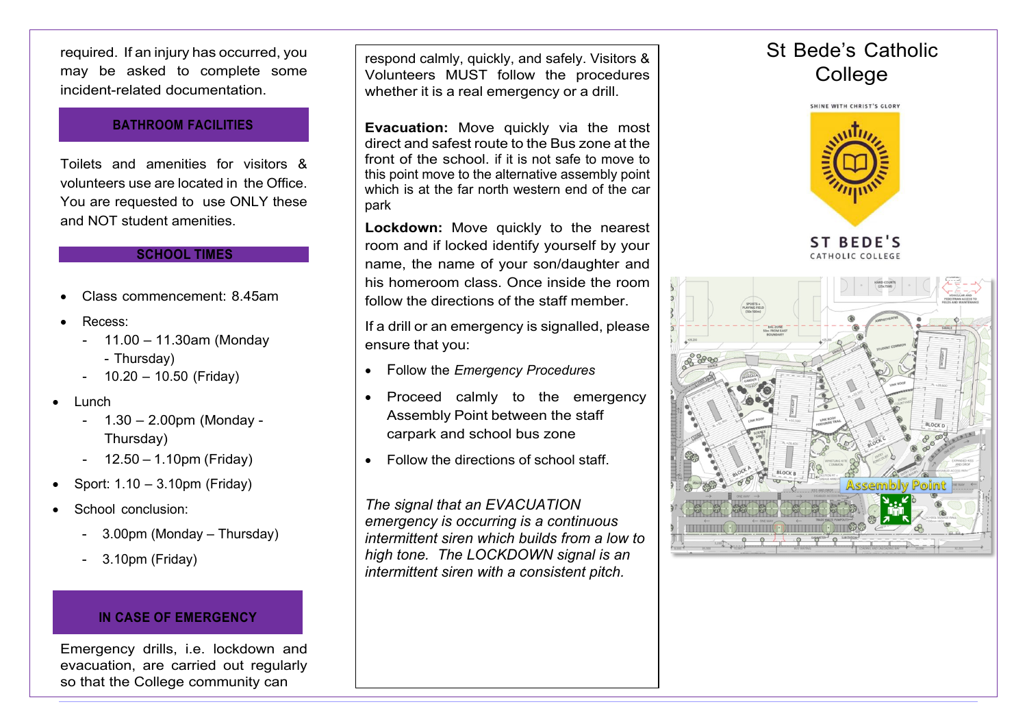required. If an injury has occurred, you may be asked to complete some incident-related documentation.

## BATHROOM FACILITIES

Toilets and amenities for visitors & volunteers use are located in the Office. You are requested to use ONLY these and NOT student amenities.

## SCHOOL TIMES

- Class commencement: 8.45am
- Recess:
  - 11.00 – 11.30am (Monday - Thursday)
  - 10.20 – 10.50 (Friday)
- Lunch
  - 1.30 – 2.00pm (Monday - Thursday)
  - 12.50 – 1.10pm (Friday)
- Sport: 1.10 – 3.10pm (Friday)
- School conclusion:
  - 3.00pm (Monday – Thursday)
  - 3.10pm (Friday)

## IN CASE OF EMERGENCY

Emergency drills, i.e. lockdown and evacuation, are carried out regularly so that the College community can respond calmly, quickly, and safely. Visitors & Volunteers MUST follow the procedures whether it is a real emergency or a drill.

**Evacuation:** Move quickly via the most direct and safest route to the Bus zone at the front of the school. if it is not safe to move to this point move to the alternative assembly point which is at the far north western end of the car park

**Lockdown:** Move quickly to the nearest room and if locked identify yourself by your name, the name of your son/daughter and his homeroom class. Once inside the room follow the directions of the staff member.

If a drill or an emergency is signalled, please ensure that you:

- Follow the *Emergency Procedures*
- Proceed calmly to the emergency Assembly Point between the staff carpark and school bus zone
- Follow the directions of school staff.

*The signal that an EVACUATION emergency is occurring is a continuous intermittent siren which builds from a low to high tone. The LOCKDOWN signal is an intermittent siren with a consistent pitch.*

# St Bede's Catholic College

SHINE WITH CHRIST'S GLORY

ST BEDE'S
CATHOLIC COLLEGE

Assembly Point